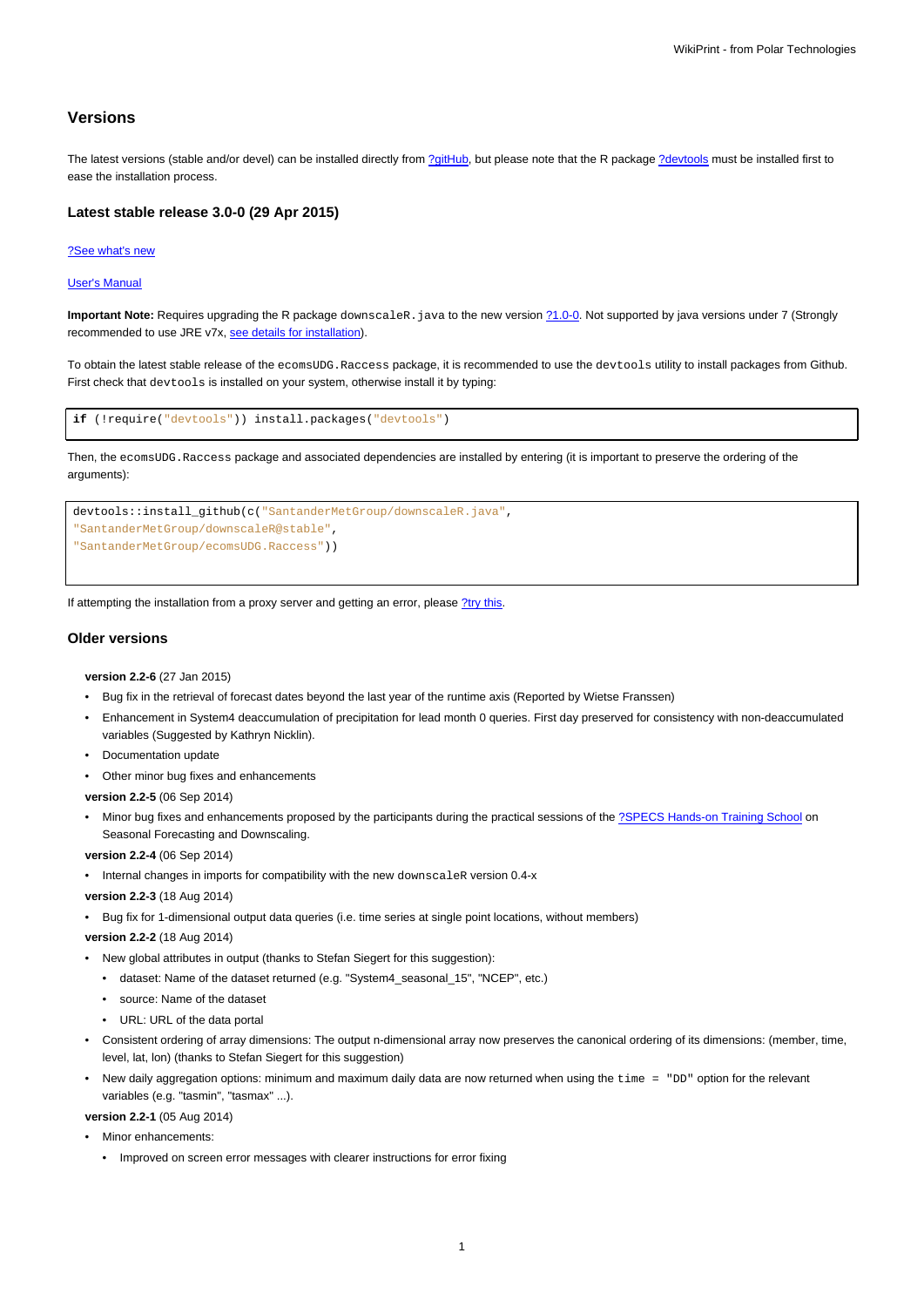## Versions

The latest versions (stable and/or devel) can be installed directly from ?gitHub, but please note that the R package ?devtools must be installed first to ease the installation process.

### Latest stable release 3.0-0 (29 Apr 2015)

?See what's new

User's Manual

**Important Note:** Requires upgrading the R package `downscaleR.java` to the new version ?1.0-0. Not supported by java versions under 7 (Strongly recommended to use JRE v7x, see details for installation).

To obtain the latest stable release of the `ecomsUDG.Raccess` package, it is recommended to use the `devtools` utility to install packages from Github. First check that `devtools` is installed on your system, otherwise install it by typing:

```
if (!require("devtools")) install.packages("devtools")
```

Then, the `ecomsUDG.Raccess` package and associated dependencies are installed by entering (it is important to preserve the ordering of the arguments):

```
devtools::install_github(c("SantanderMetGroup/downscaleR.java",
"SantanderMetGroup/downscaleR@stable",
"SantanderMetGroup/ecomsUDG.Raccess"))
```

If attempting the installation from a proxy server and getting an error, please ?try this.

### Older versions

**version 2.2-6** (27 Jan 2015)

- Bug fix in the retrieval of forecast dates beyond the last year of the runtime axis (Reported by Wietse Franssen)
- Enhancement in System4 deaccumulation of precipitation for lead month 0 queries. First day preserved for consistency with non-deaccumulated variables (Suggested by Kathryn Nicklin).
- Documentation update
- Other minor bug fixes and enhancements

**version 2.2-5** (06 Sep 2014)

- Minor bug fixes and enhancements proposed by the participants during the practical sessions of the ?SPECS Hands-on Training School on Seasonal Forecasting and Downscaling.

**version 2.2-4** (06 Sep 2014)

- Internal changes in imports for compatibility with the new `downscaleR` version 0.4-x

**version 2.2-3** (18 Aug 2014)

- Bug fix for 1-dimensional output data queries (i.e. time series at single point locations, without members)

**version 2.2-2** (18 Aug 2014)

- New global attributes in output (thanks to Stefan Siegert for this suggestion):
  - dataset: Name of the dataset returned (e.g. "System4_seasonal_15", "NCEP", etc.)
  - source: Name of the dataset
  - URL: URL of the data portal
- Consistent ordering of array dimensions: The output n-dimensional array now preserves the canonical ordering of its dimensions: (member, time, level, lat, lon) (thanks to Stefan Siegert for this suggestion)
- New daily aggregation options: minimum and maximum daily data are now returned when using the `time = "DD"` option for the relevant variables (e.g. "tasmin", "tasmax" ...).

**version 2.2-1** (05 Aug 2014)

- Minor enhancements:
  - Improved on screen error messages with clearer instructions for error fixing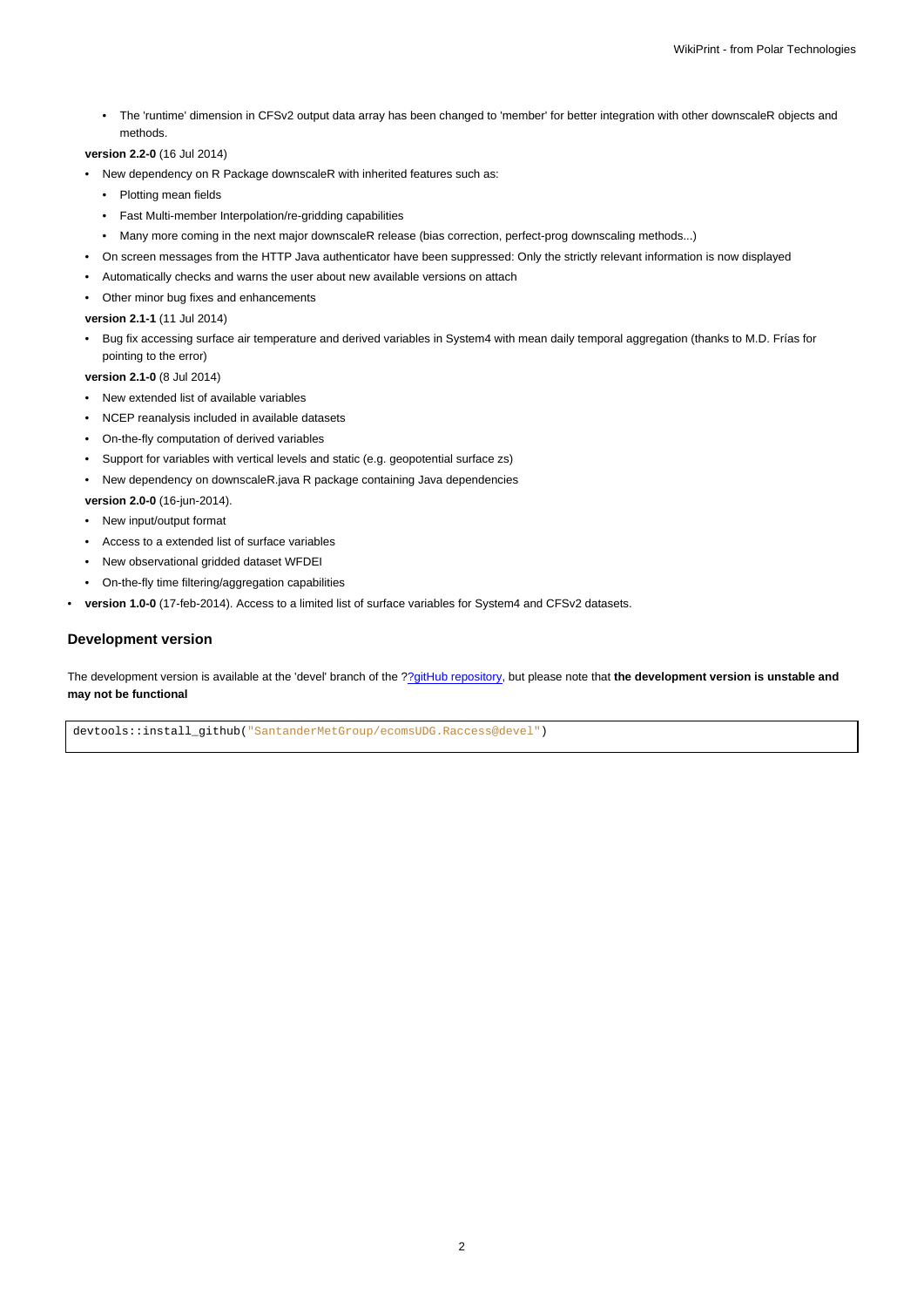- The 'runtime' dimension in CFSv2 output data array has been changed to 'member' for better integration with other downscaleR objects and methods.

**version 2.2-0** (16 Jul 2014)

- New dependency on R Package downscaleR with inherited features such as:
  - Plotting mean fields
  - Fast Multi-member Interpolation/re-gridding capabilities
  - Many more coming in the next major downscaleR release (bias correction, perfect-prog downscaling methods...)
- On screen messages from the HTTP Java authenticator have been suppressed: Only the strictly relevant information is now displayed
- Automatically checks and warns the user about new available versions on attach
- Other minor bug fixes and enhancements

**version 2.1-1** (11 Jul 2014)

- Bug fix accessing surface air temperature and derived variables in System4 with mean daily temporal aggregation (thanks to M.D. Frías for pointing to the error)

**version 2.1-0** (8 Jul 2014)

- New extended list of available variables
- NCEP reanalysis included in available datasets
- On-the-fly computation of derived variables
- Support for variables with vertical levels and static (e.g. geopotential surface zs)
- New dependency on downscaleR.java R package containing Java dependencies

**version 2.0-0** (16-jun-2014).

- New input/output format
- Access to a extended list of surface variables
- New observational gridded dataset WFDEI
- On-the-fly time filtering/aggregation capabilities

- **version 1.0-0** (17-feb-2014). Access to a limited list of surface variables for System4 and CFSv2 datasets.

## Development version

The development version is available at the 'devel' branch of the ??gitHub repository, but please note that **the development version is unstable and may not be functional**

```
devtools::install_github("SantanderMetGroup/ecomsUDG.Raccess@devel")
```